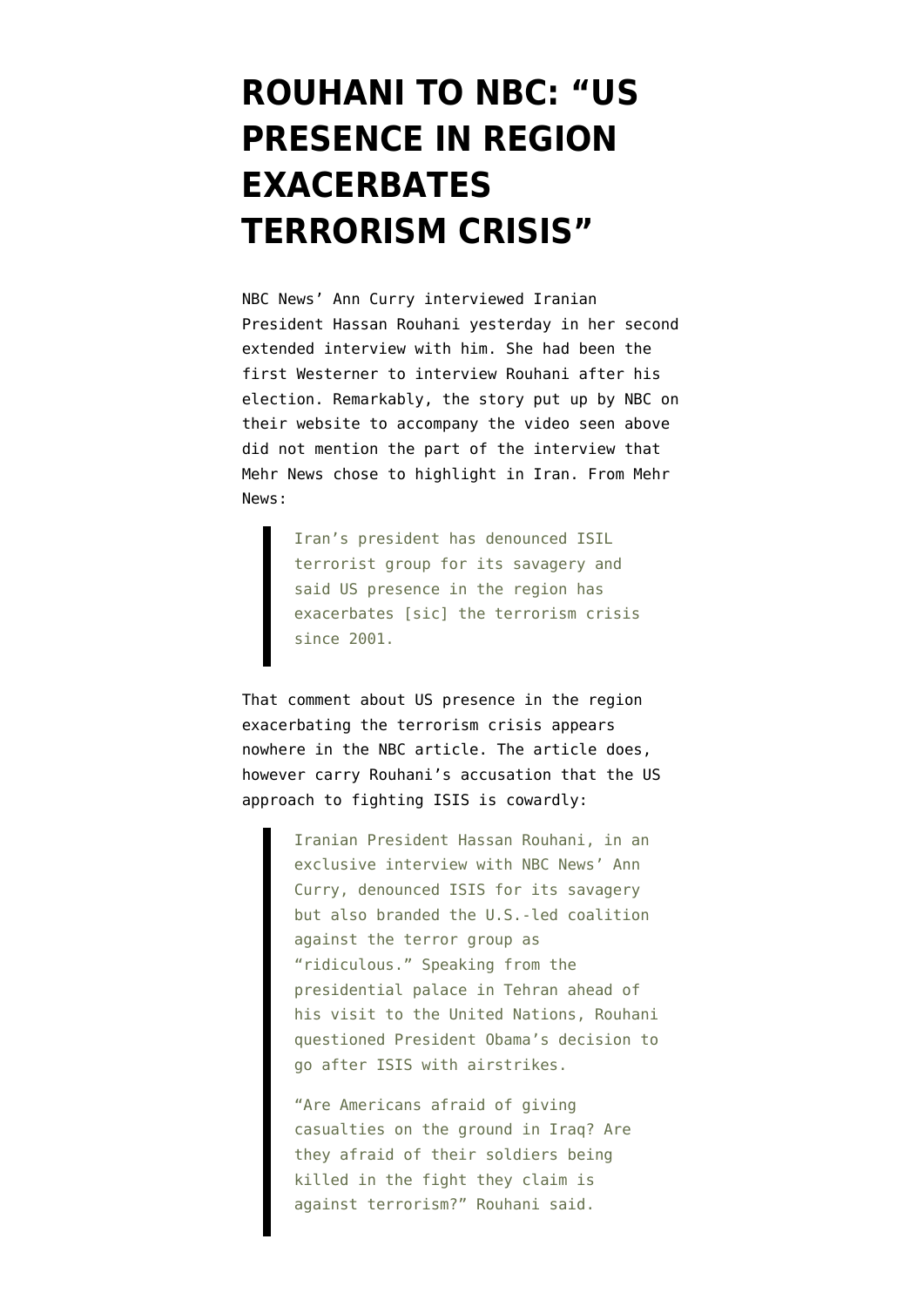# ROUHANI TO NBC: "US PRESENCE IN REGION EXACERBATES TERRORISM CRISIS"

NBC News' Ann Curry interviewed Iranian President Hassan Rouhani yesterday in her second extended interview with him. She had been the first Westerner to interview Rouhani after his election. Remarkably, the story put up by NBC on their website to accompany the video seen above did not mention the part of the interview that Mehr News chose to highlight in Iran. From Mehr News:

> Iran's president has denounced ISIL terrorist group for its savagery and said US presence in the region has exacerbates [sic] the terrorism crisis since 2001.

That comment about US presence in the region exacerbating the terrorism crisis appears nowhere in the NBC article. The article does, however carry Rouhani's accusation that the US approach to fighting ISIS is cowardly:

> Iranian President Hassan Rouhani, in an exclusive interview with NBC News' Ann Curry, denounced ISIS for its savagery but also branded the U.S.-led coalition against the terror group as "ridiculous." Speaking from the presidential palace in Tehran ahead of his visit to the United Nations, Rouhani questioned President Obama's decision to go after ISIS with airstrikes.
>
> "Are Americans afraid of giving casualties on the ground in Iraq? Are they afraid of their soldiers being killed in the fight they claim is against terrorism?" Rouhani said.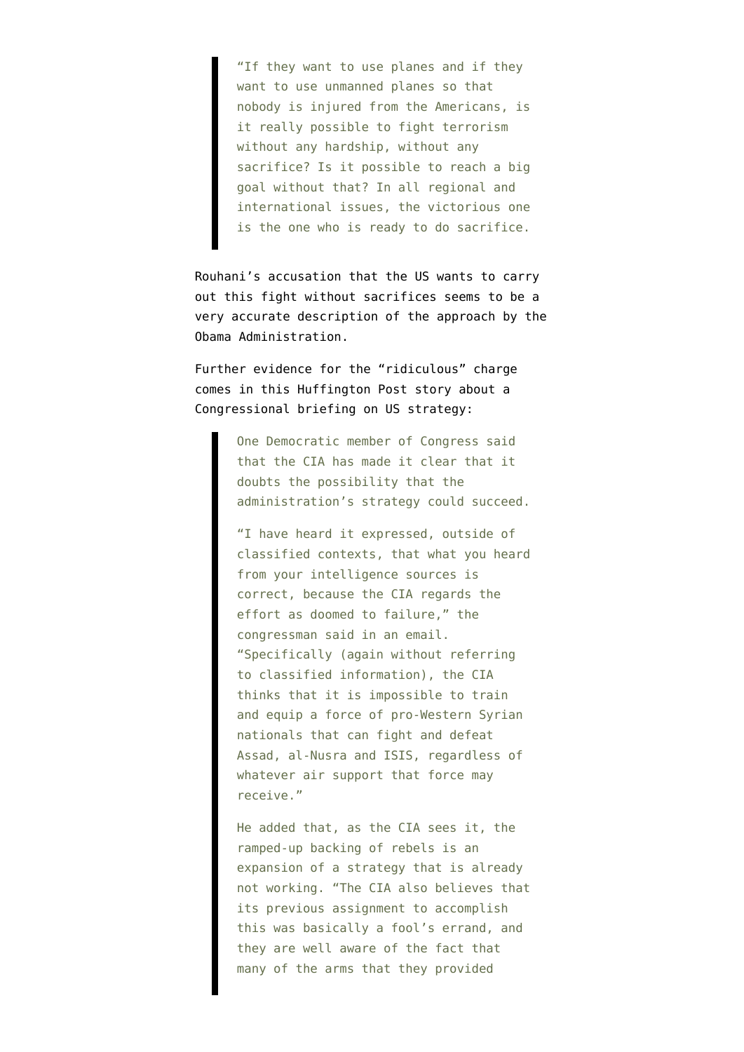> "If they want to use planes and if they want to use unmanned planes so that nobody is injured from the Americans, is it really possible to fight terrorism without any hardship, without any sacrifice? Is it possible to reach a big goal without that? In all regional and international issues, the victorious one is the one who is ready to do sacrifice.

Rouhani's accusation that the US wants to carry out this fight without sacrifices seems to be a very accurate description of the approach by the Obama Administration.

Further evidence for the "ridiculous" charge comes in this Huffington Post story about a Congressional briefing on US strategy:

> One Democratic member of Congress said that the CIA has made it clear that it doubts the possibility that the administration's strategy could succeed.
>
> "I have heard it expressed, outside of classified contexts, that what you heard from your intelligence sources is correct, because the CIA regards the effort as doomed to failure," the congressman said in an email. "Specifically (again without referring to classified information), the CIA thinks that it is impossible to train and equip a force of pro-Western Syrian nationals that can fight and defeat Assad, al-Nusra and ISIS, regardless of whatever air support that force may receive."
>
> He added that, as the CIA sees it, the ramped-up backing of rebels is an expansion of a strategy that is already not working. "The CIA also believes that its previous assignment to accomplish this was basically a fool's errand, and they are well aware of the fact that many of the arms that they provided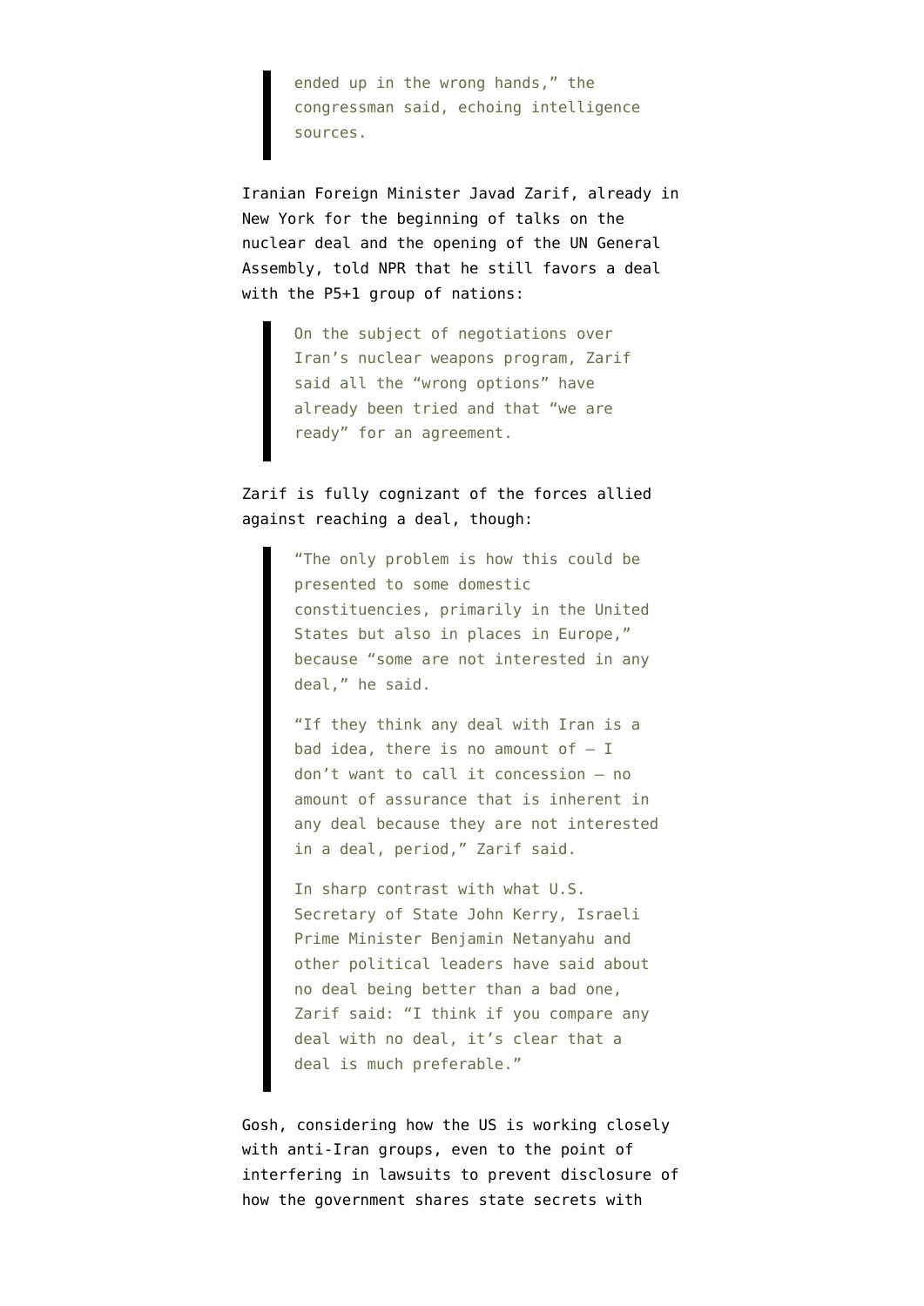> ended up in the wrong hands," the congressman said, echoing intelligence sources.

Iranian Foreign Minister Javad Zarif, already in New York for the beginning of talks on the nuclear deal and the opening of the UN General Assembly, told NPR that he still favors a deal with the P5+1 group of nations:

> On the subject of negotiations over Iran's nuclear weapons program, Zarif said all the "wrong options" have already been tried and that "we are ready" for an agreement.

Zarif is fully cognizant of the forces allied against reaching a deal, though:

> "The only problem is how this could be presented to some domestic constituencies, primarily in the United States but also in places in Europe," because "some are not interested in any deal," he said.
>
> "If they think any deal with Iran is a bad idea, there is no amount of – I don't want to call it concession – no amount of assurance that is inherent in any deal because they are not interested in a deal, period," Zarif said.
>
> In sharp contrast with what U.S. Secretary of State John Kerry, Israeli Prime Minister Benjamin Netanyahu and other political leaders have said about no deal being better than a bad one, Zarif said: "I think if you compare any deal with no deal, it's clear that a deal is much preferable."

Gosh, considering how the US is working closely with anti-Iran groups, even to the point of interfering in lawsuits to prevent disclosure of how the government shares state secrets with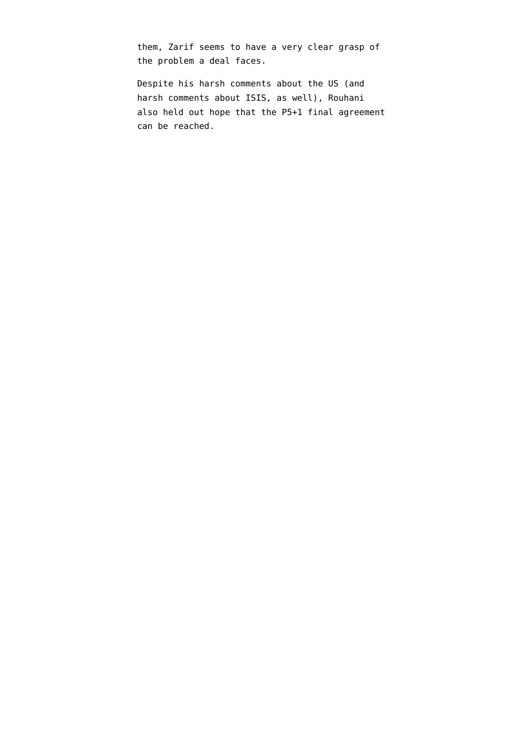them, Zarif seems to have a very clear grasp of the problem a deal faces.

Despite his harsh comments about the US (and harsh comments about ISIS, as well), Rouhani also held out hope that the P5+1 final agreement can be reached.